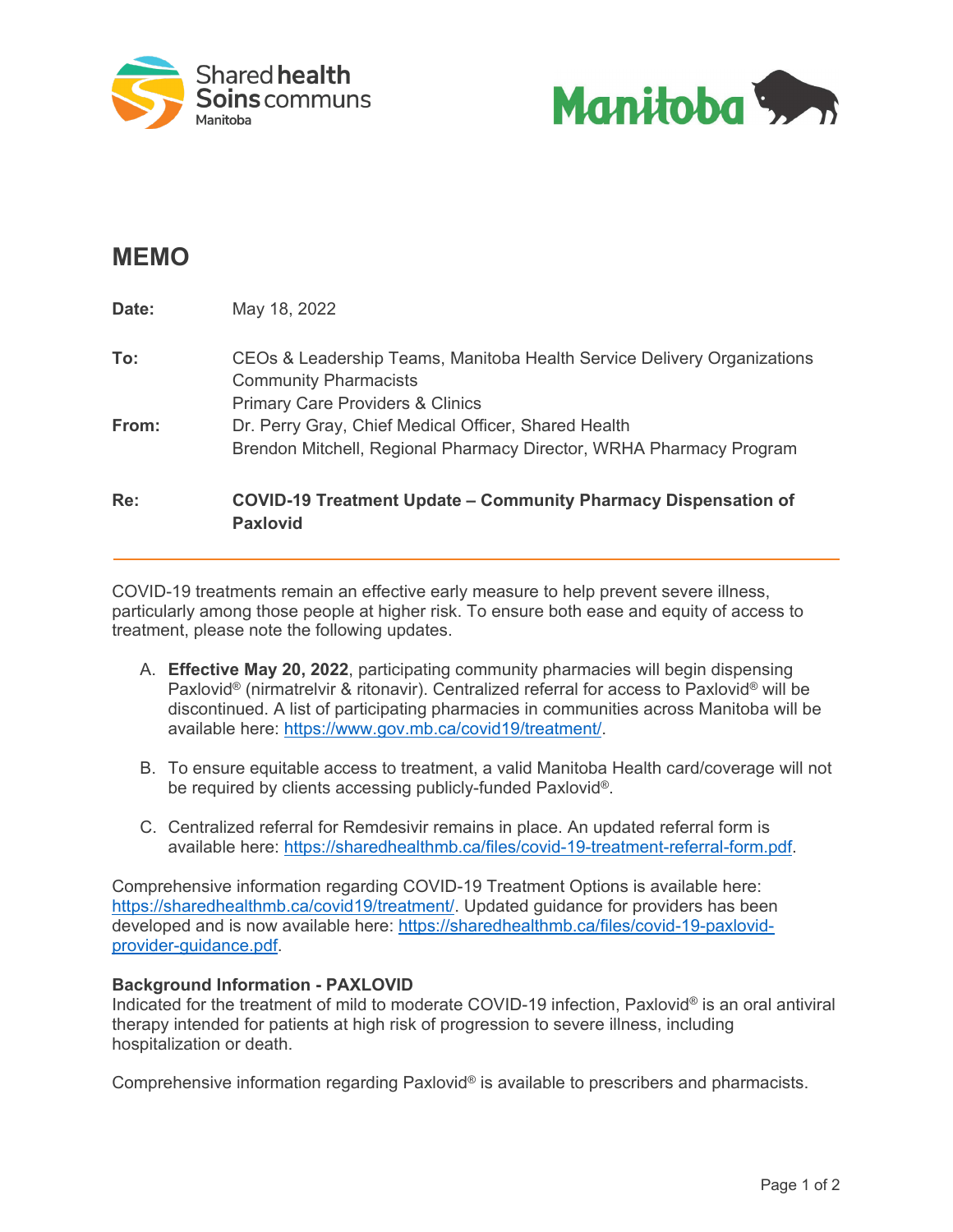# MEMO

| | |
|---|---|
| **Date:** | May 18, 2022 |
| **To:** | CEOs & Leadership Teams, Manitoba Health Service Delivery Organizations<br>Community Pharmacists<br>Primary Care Providers & Clinics |
| **From:** | Dr. Perry Gray, Chief Medical Officer, Shared Health<br>Brendon Mitchell, Regional Pharmacy Director, WRHA Pharmacy Program |
| **Re:** | **COVID-19 Treatment Update – Community Pharmacy Dispensation of Paxlovid** |

---

COVID-19 treatments remain an effective early measure to help prevent severe illness, particularly among those people at higher risk. To ensure both ease and equity of access to treatment, please note the following updates.

A. **Effective May 20, 2022**, participating community pharmacies will begin dispensing Paxlovid® (nirmatrelvir & ritonavir). Centralized referral for access to Paxlovid® will be discontinued. A list of participating pharmacies in communities across Manitoba will be available here: https://www.gov.mb.ca/covid19/treatment/.

B. To ensure equitable access to treatment, a valid Manitoba Health card/coverage will not be required by clients accessing publicly-funded Paxlovid®.

C. Centralized referral for Remdesivir remains in place. An updated referral form is available here: https://sharedhealthmb.ca/files/covid-19-treatment-referral-form.pdf.

Comprehensive information regarding COVID-19 Treatment Options is available here: https://sharedhealthmb.ca/covid19/treatment/. Updated guidance for providers has been developed and is now available here: https://sharedhealthmb.ca/files/covid-19-paxlovid-provider-guidance.pdf.

**Background Information - PAXLOVID**

Indicated for the treatment of mild to moderate COVID-19 infection, Paxlovid® is an oral antiviral therapy intended for patients at high risk of progression to severe illness, including hospitalization or death.

Comprehensive information regarding Paxlovid® is available to prescribers and pharmacists.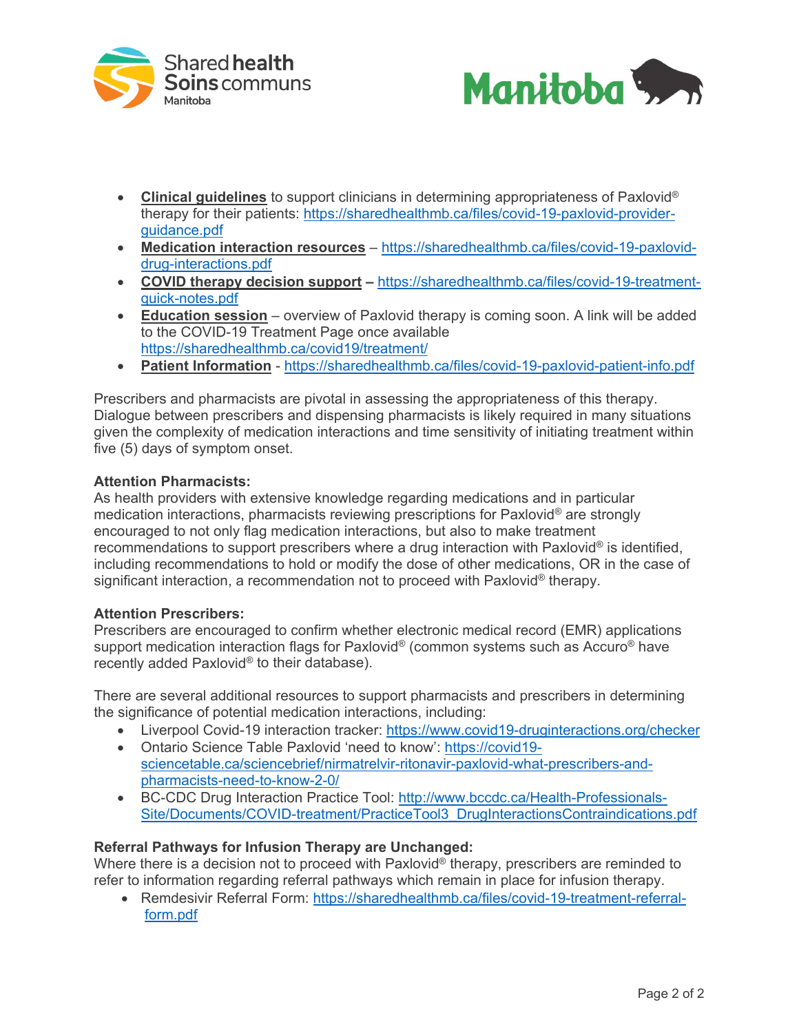- **Clinical guidelines** to support clinicians in determining appropriateness of Paxlovid® therapy for their patients: https://sharedhealthmb.ca/files/covid-19-paxlovid-provider-guidance.pdf
- **Medication interaction resources** – https://sharedhealthmb.ca/files/covid-19-paxlovid-drug-interactions.pdf
- **COVID therapy decision support** – https://sharedhealthmb.ca/files/covid-19-treatment-quick-notes.pdf
- **Education session** – overview of Paxlovid therapy is coming soon. A link will be added to the COVID-19 Treatment Page once available https://sharedhealthmb.ca/covid19/treatment/
- **Patient Information** - https://sharedhealthmb.ca/files/covid-19-paxlovid-patient-info.pdf

Prescribers and pharmacists are pivotal in assessing the appropriateness of this therapy. Dialogue between prescribers and dispensing pharmacists is likely required in many situations given the complexity of medication interactions and time sensitivity of initiating treatment within five (5) days of symptom onset.

**Attention Pharmacists:**
As health providers with extensive knowledge regarding medications and in particular medication interactions, pharmacists reviewing prescriptions for Paxlovid® are strongly encouraged to not only flag medication interactions, but also to make treatment recommendations to support prescribers where a drug interaction with Paxlovid® is identified, including recommendations to hold or modify the dose of other medications, OR in the case of significant interaction, a recommendation not to proceed with Paxlovid® therapy.

**Attention Prescribers:**
Prescribers are encouraged to confirm whether electronic medical record (EMR) applications support medication interaction flags for Paxlovid® (common systems such as Accuro® have recently added Paxlovid® to their database).

There are several additional resources to support pharmacists and prescribers in determining the significance of potential medication interactions, including:

- Liverpool Covid-19 interaction tracker: https://www.covid19-druginteractions.org/checker
- Ontario Science Table Paxlovid 'need to know': https://covid19-sciencetable.ca/sciencebrief/nirmatrelvir-ritonavir-paxlovid-what-prescribers-and-pharmacists-need-to-know-2-0/
- BC-CDC Drug Interaction Practice Tool: http://www.bccdc.ca/Health-Professionals-Site/Documents/COVID-treatment/PracticeTool3_DrugInteractionsContraindications.pdf

**Referral Pathways for Infusion Therapy are Unchanged:**
Where there is a decision not to proceed with Paxlovid® therapy, prescribers are reminded to refer to information regarding referral pathways which remain in place for infusion therapy.

- Remdesivir Referral Form: https://sharedhealthmb.ca/files/covid-19-treatment-referral-form.pdf